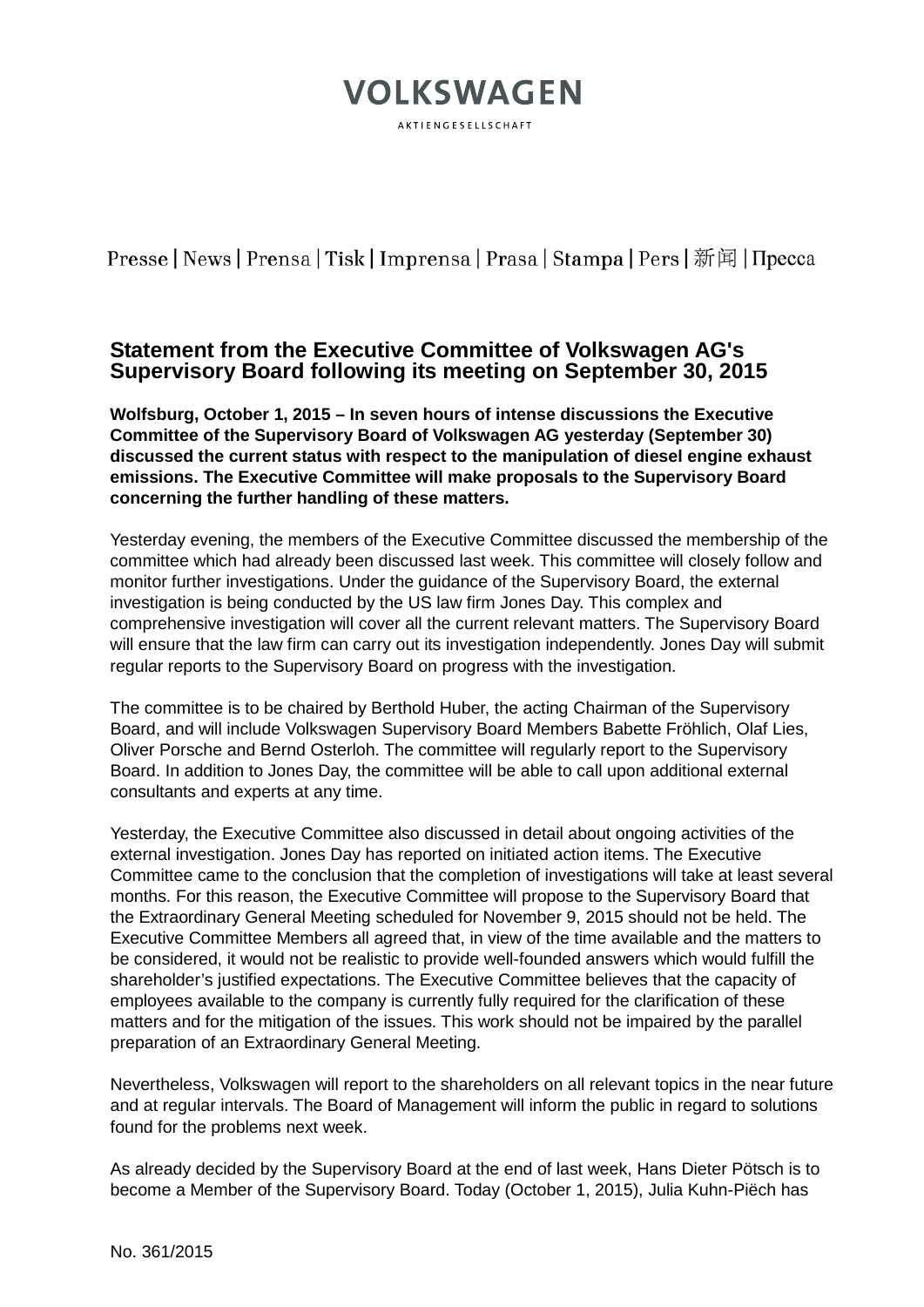VOLKSWAGEN

AKTIENGESELLSCHAFT

Presse | News | Prensa | Tisk | Imprensa | Prasa | Stampa | Pers | 新闻 | Пресса

# Statement from the Executive Committee of Volkswagen AG's Supervisory Board following its meeting on September 30, 2015

**Wolfsburg, October 1, 2015 – In seven hours of intense discussions the Executive Committee of the Supervisory Board of Volkswagen AG yesterday (September 30) discussed the current status with respect to the manipulation of diesel engine exhaust emissions. The Executive Committee will make proposals to the Supervisory Board concerning the further handling of these matters.**

Yesterday evening, the members of the Executive Committee discussed the membership of the committee which had already been discussed last week. This committee will closely follow and monitor further investigations. Under the guidance of the Supervisory Board, the external investigation is being conducted by the US law firm Jones Day. This complex and comprehensive investigation will cover all the current relevant matters. The Supervisory Board will ensure that the law firm can carry out its investigation independently. Jones Day will submit regular reports to the Supervisory Board on progress with the investigation.

The committee is to be chaired by Berthold Huber, the acting Chairman of the Supervisory Board, and will include Volkswagen Supervisory Board Members Babette Fröhlich, Olaf Lies, Oliver Porsche and Bernd Osterloh. The committee will regularly report to the Supervisory Board. In addition to Jones Day, the committee will be able to call upon additional external consultants and experts at any time.

Yesterday, the Executive Committee also discussed in detail about ongoing activities of the external investigation. Jones Day has reported on initiated action items. The Executive Committee came to the conclusion that the completion of investigations will take at least several months. For this reason, the Executive Committee will propose to the Supervisory Board that the Extraordinary General Meeting scheduled for November 9, 2015 should not be held. The Executive Committee Members all agreed that, in view of the time available and the matters to be considered, it would not be realistic to provide well-founded answers which would fulfill the shareholder's justified expectations. The Executive Committee believes that the capacity of employees available to the company is currently fully required for the clarification of these matters and for the mitigation of the issues. This work should not be impaired by the parallel preparation of an Extraordinary General Meeting.

Nevertheless, Volkswagen will report to the shareholders on all relevant topics in the near future and at regular intervals. The Board of Management will inform the public in regard to solutions found for the problems next week.

As already decided by the Supervisory Board at the end of last week, Hans Dieter Pötsch is to become a Member of the Supervisory Board. Today (October 1, 2015), Julia Kuhn-Piëch has

No. 361/2015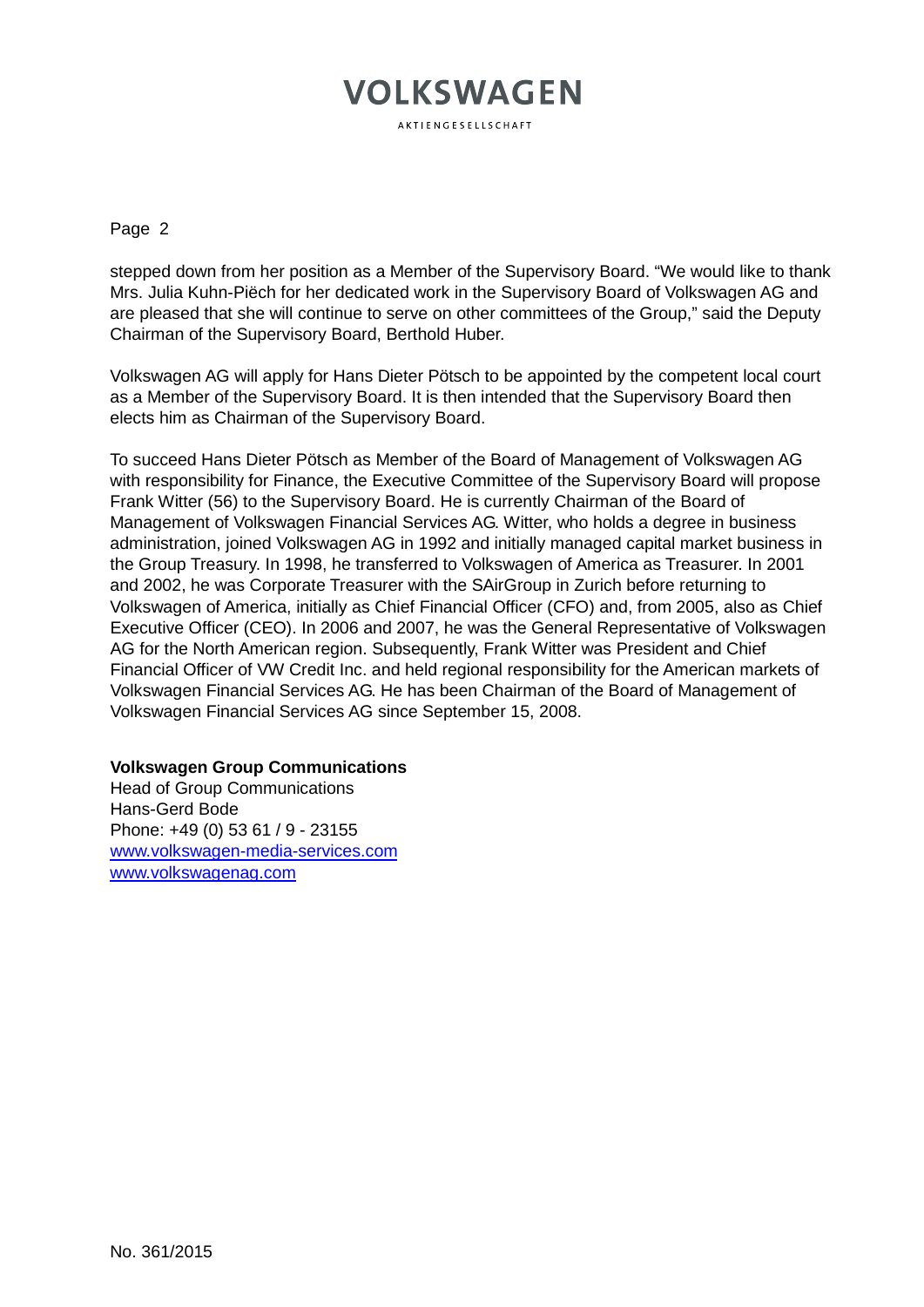stepped down from her position as a Member of the Supervisory Board. “We would like to thank Mrs. Julia Kuhn-Piëch for her dedicated work in the Supervisory Board of Volkswagen AG and are pleased that she will continue to serve on other committees of the Group,” said the Deputy Chairman of the Supervisory Board, Berthold Huber.

Volkswagen AG will apply for Hans Dieter Pötsch to be appointed by the competent local court as a Member of the Supervisory Board. It is then intended that the Supervisory Board then elects him as Chairman of the Supervisory Board.

To succeed Hans Dieter Pötsch as Member of the Board of Management of Volkswagen AG with responsibility for Finance, the Executive Committee of the Supervisory Board will propose Frank Witter (56) to the Supervisory Board. He is currently Chairman of the Board of Management of Volkswagen Financial Services AG. Witter, who holds a degree in business administration, joined Volkswagen AG in 1992 and initially managed capital market business in the Group Treasury. In 1998, he transferred to Volkswagen of America as Treasurer. In 2001 and 2002, he was Corporate Treasurer with the SAirGroup in Zurich before returning to Volkswagen of America, initially as Chief Financial Officer (CFO) and, from 2005, also as Chief Executive Officer (CEO). In 2006 and 2007, he was the General Representative of Volkswagen AG for the North American region. Subsequently, Frank Witter was President and Chief Financial Officer of VW Credit Inc. and held regional responsibility for the American markets of Volkswagen Financial Services AG. He has been Chairman of the Board of Management of Volkswagen Financial Services AG since September 15, 2008.

**Volkswagen Group Communications**
Head of Group Communications
Hans-Gerd Bode
Phone: +49 (0) 53 61 / 9 - 23155
www.volkswagen-media-services.com
www.volkswagenag.com

No. 361/2015